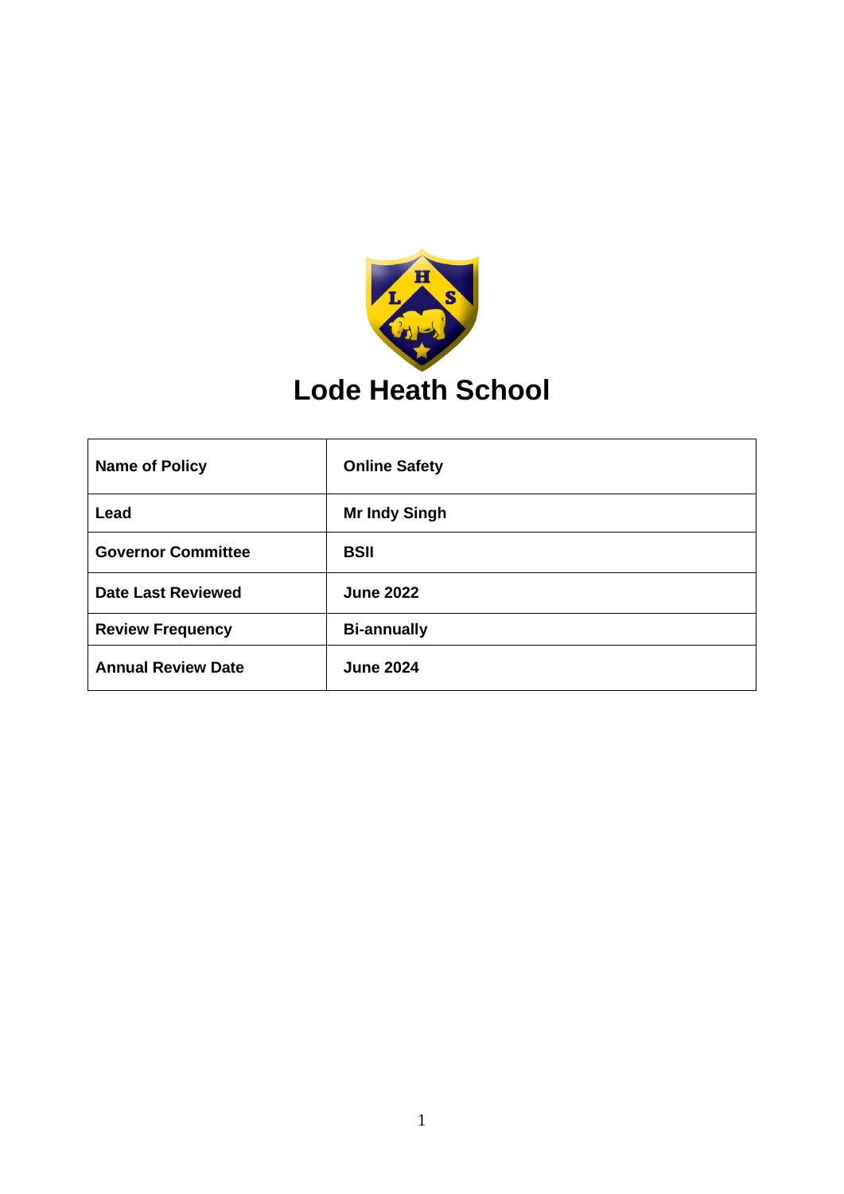# Lode Heath School

| Name of Policy | Online Safety |
| --- | --- |
| Lead | Mr Indy Singh |
| Governor Committee | BSII |
| Date Last Reviewed | June 2022 |
| Review Frequency | Bi-annually |
| Annual Review Date | June 2024 |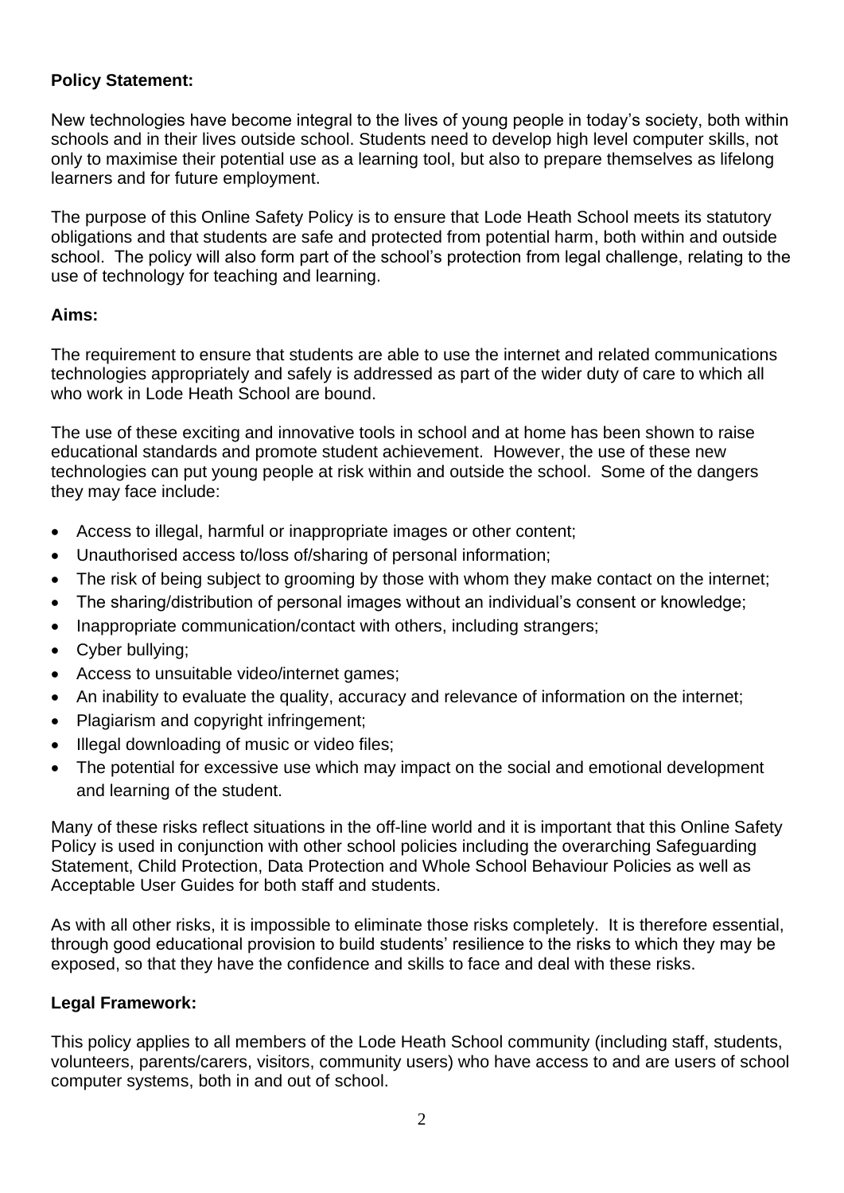**Policy Statement:**

New technologies have become integral to the lives of young people in today's society, both within schools and in their lives outside school. Students need to develop high level computer skills, not only to maximise their potential use as a learning tool, but also to prepare themselves as lifelong learners and for future employment.

The purpose of this Online Safety Policy is to ensure that Lode Heath School meets its statutory obligations and that students are safe and protected from potential harm, both within and outside school. The policy will also form part of the school's protection from legal challenge, relating to the use of technology for teaching and learning.

**Aims:**

The requirement to ensure that students are able to use the internet and related communications technologies appropriately and safely is addressed as part of the wider duty of care to which all who work in Lode Heath School are bound.

The use of these exciting and innovative tools in school and at home has been shown to raise educational standards and promote student achievement. However, the use of these new technologies can put young people at risk within and outside the school. Some of the dangers they may face include:

- Access to illegal, harmful or inappropriate images or other content;
- Unauthorised access to/loss of/sharing of personal information;
- The risk of being subject to grooming by those with whom they make contact on the internet;
- The sharing/distribution of personal images without an individual's consent or knowledge;
- Inappropriate communication/contact with others, including strangers;
- Cyber bullying;
- Access to unsuitable video/internet games;
- An inability to evaluate the quality, accuracy and relevance of information on the internet;
- Plagiarism and copyright infringement;
- Illegal downloading of music or video files;
- The potential for excessive use which may impact on the social and emotional development and learning of the student.

Many of these risks reflect situations in the off-line world and it is important that this Online Safety Policy is used in conjunction with other school policies including the overarching Safeguarding Statement, Child Protection, Data Protection and Whole School Behaviour Policies as well as Acceptable User Guides for both staff and students.

As with all other risks, it is impossible to eliminate those risks completely. It is therefore essential, through good educational provision to build students' resilience to the risks to which they may be exposed, so that they have the confidence and skills to face and deal with these risks.

**Legal Framework:**

This policy applies to all members of the Lode Heath School community (including staff, students, volunteers, parents/carers, visitors, community users) who have access to and are users of school computer systems, both in and out of school.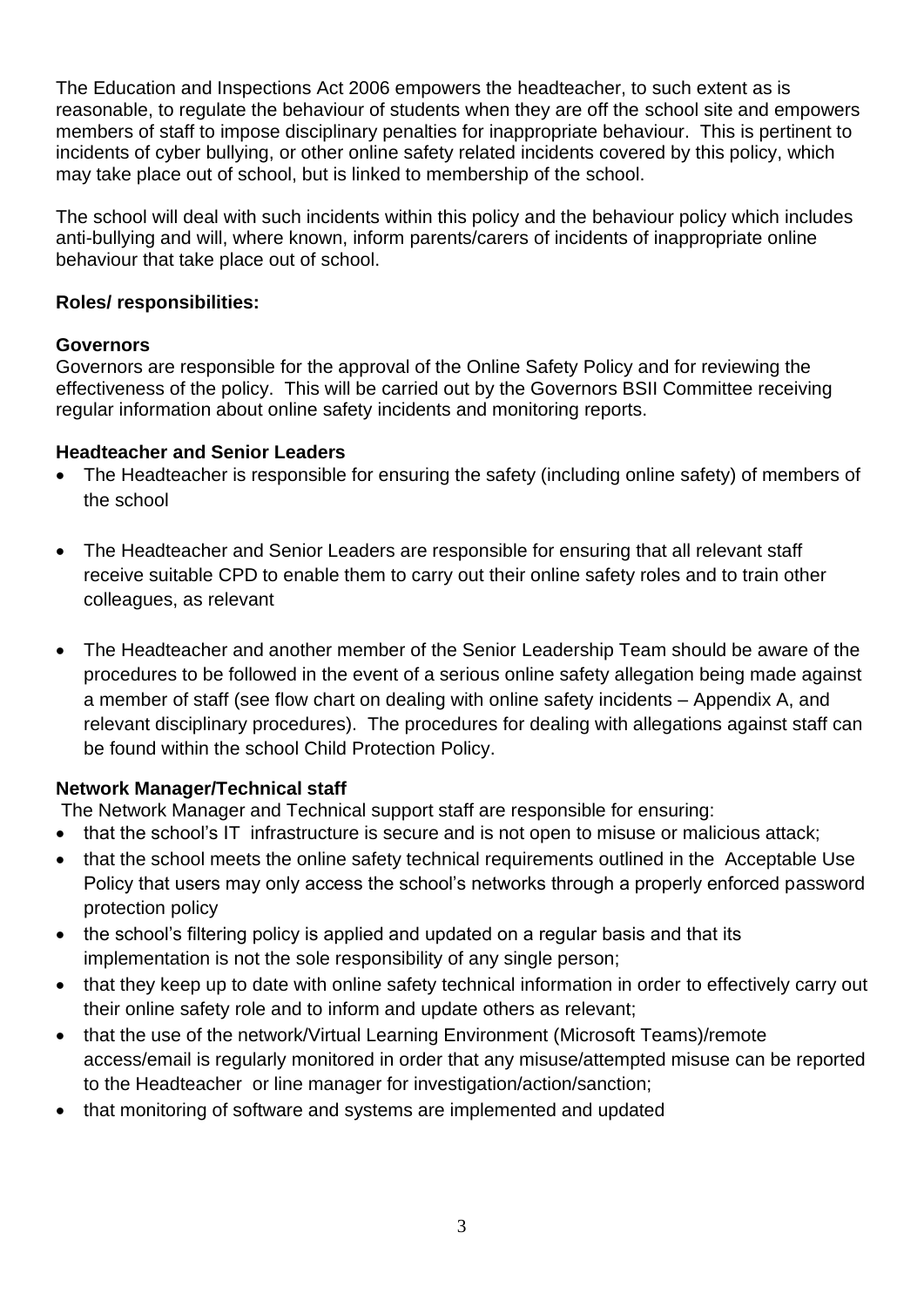The Education and Inspections Act 2006 empowers the headteacher, to such extent as is reasonable, to regulate the behaviour of students when they are off the school site and empowers members of staff to impose disciplinary penalties for inappropriate behaviour. This is pertinent to incidents of cyber bullying, or other online safety related incidents covered by this policy, which may take place out of school, but is linked to membership of the school.

The school will deal with such incidents within this policy and the behaviour policy which includes anti-bullying and will, where known, inform parents/carers of incidents of inappropriate online behaviour that take place out of school.

**Roles/ responsibilities:**

**Governors**

Governors are responsible for the approval of the Online Safety Policy and for reviewing the effectiveness of the policy. This will be carried out by the Governors BSII Committee receiving regular information about online safety incidents and monitoring reports.

**Headteacher and Senior Leaders**

- The Headteacher is responsible for ensuring the safety (including online safety) of members of the school
- The Headteacher and Senior Leaders are responsible for ensuring that all relevant staff receive suitable CPD to enable them to carry out their online safety roles and to train other colleagues, as relevant
- The Headteacher and another member of the Senior Leadership Team should be aware of the procedures to be followed in the event of a serious online safety allegation being made against a member of staff (see flow chart on dealing with online safety incidents – Appendix A, and relevant disciplinary procedures). The procedures for dealing with allegations against staff can be found within the school Child Protection Policy.

**Network Manager/Technical staff**

The Network Manager and Technical support staff are responsible for ensuring:

- that the school's IT infrastructure is secure and is not open to misuse or malicious attack;
- that the school meets the online safety technical requirements outlined in the Acceptable Use Policy that users may only access the school's networks through a properly enforced password protection policy
- the school's filtering policy is applied and updated on a regular basis and that its implementation is not the sole responsibility of any single person;
- that they keep up to date with online safety technical information in order to effectively carry out their online safety role and to inform and update others as relevant;
- that the use of the network/Virtual Learning Environment (Microsoft Teams)/remote access/email is regularly monitored in order that any misuse/attempted misuse can be reported to the Headteacher or line manager for investigation/action/sanction;
- that monitoring of software and systems are implemented and updated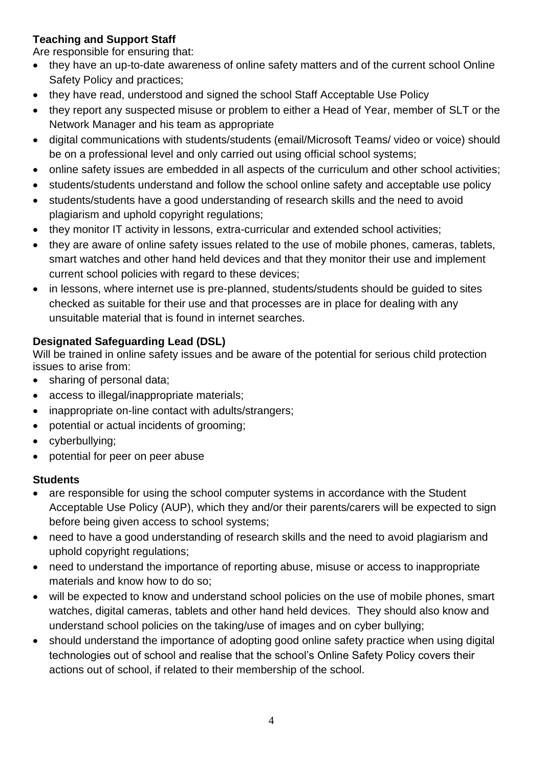**Teaching and Support Staff**

Are responsible for ensuring that:

- they have an up-to-date awareness of online safety matters and of the current school Online Safety Policy and practices;
- they have read, understood and signed the school Staff Acceptable Use Policy
- they report any suspected misuse or problem to either a Head of Year, member of SLT or the Network Manager and his team as appropriate
- digital communications with students/students (email/Microsoft Teams/ video or voice) should be on a professional level and only carried out using official school systems;
- online safety issues are embedded in all aspects of the curriculum and other school activities;
- students/students understand and follow the school online safety and acceptable use policy
- students/students have a good understanding of research skills and the need to avoid plagiarism and uphold copyright regulations;
- they monitor IT activity in lessons, extra-curricular and extended school activities;
- they are aware of online safety issues related to the use of mobile phones, cameras, tablets, smart watches and other hand held devices and that they monitor their use and implement current school policies with regard to these devices;
- in lessons, where internet use is pre-planned, students/students should be guided to sites checked as suitable for their use and that processes are in place for dealing with any unsuitable material that is found in internet searches.

**Designated Safeguarding Lead (DSL)**

Will be trained in online safety issues and be aware of the potential for serious child protection issues to arise from:

- sharing of personal data;
- access to illegal/inappropriate materials;
- inappropriate on-line contact with adults/strangers;
- potential or actual incidents of grooming;
- cyberbullying;
- potential for peer on peer abuse

**Students**

- are responsible for using the school computer systems in accordance with the Student Acceptable Use Policy (AUP), which they and/or their parents/carers will be expected to sign before being given access to school systems;
- need to have a good understanding of research skills and the need to avoid plagiarism and uphold copyright regulations;
- need to understand the importance of reporting abuse, misuse or access to inappropriate materials and know how to do so;
- will be expected to know and understand school policies on the use of mobile phones, smart watches, digital cameras, tablets and other hand held devices. They should also know and understand school policies on the taking/use of images and on cyber bullying;
- should understand the importance of adopting good online safety practice when using digital technologies out of school and realise that the school's Online Safety Policy covers their actions out of school, if related to their membership of the school.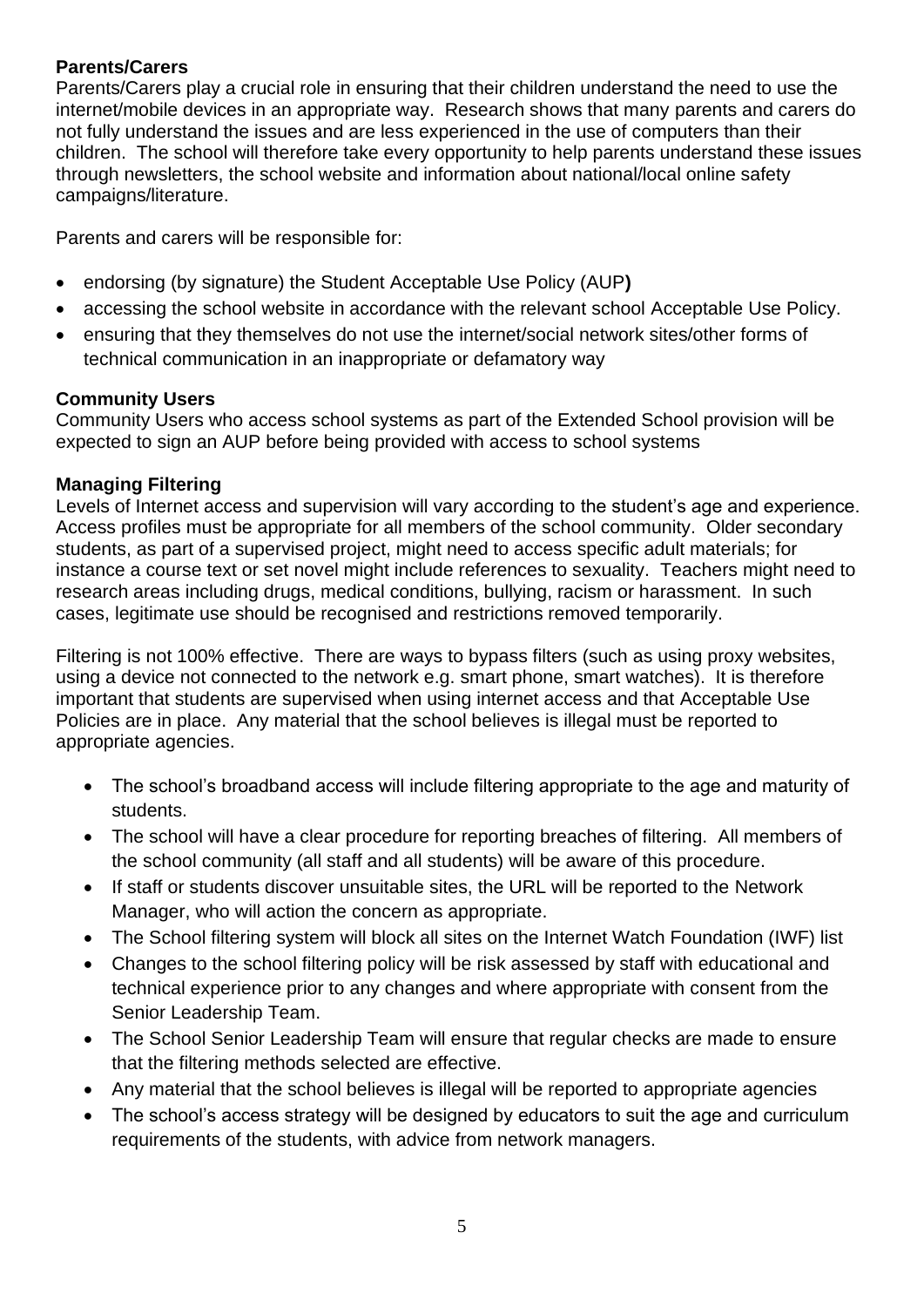**Parents/Carers**

Parents/Carers play a crucial role in ensuring that their children understand the need to use the internet/mobile devices in an appropriate way. Research shows that many parents and carers do not fully understand the issues and are less experienced in the use of computers than their children. The school will therefore take every opportunity to help parents understand these issues through newsletters, the school website and information about national/local online safety campaigns/literature.

Parents and carers will be responsible for:

- endorsing (by signature) the Student Acceptable Use Policy (AUP**)**
- accessing the school website in accordance with the relevant school Acceptable Use Policy.
- ensuring that they themselves do not use the internet/social network sites/other forms of technical communication in an inappropriate or defamatory way

**Community Users**

Community Users who access school systems as part of the Extended School provision will be expected to sign an AUP before being provided with access to school systems

**Managing Filtering**

Levels of Internet access and supervision will vary according to the student's age and experience. Access profiles must be appropriate for all members of the school community. Older secondary students, as part of a supervised project, might need to access specific adult materials; for instance a course text or set novel might include references to sexuality. Teachers might need to research areas including drugs, medical conditions, bullying, racism or harassment. In such cases, legitimate use should be recognised and restrictions removed temporarily.

Filtering is not 100% effective. There are ways to bypass filters (such as using proxy websites, using a device not connected to the network e.g. smart phone, smart watches). It is therefore important that students are supervised when using internet access and that Acceptable Use Policies are in place. Any material that the school believes is illegal must be reported to appropriate agencies.

- The school's broadband access will include filtering appropriate to the age and maturity of students.
- The school will have a clear procedure for reporting breaches of filtering. All members of the school community (all staff and all students) will be aware of this procedure.
- If staff or students discover unsuitable sites, the URL will be reported to the Network Manager, who will action the concern as appropriate.
- The School filtering system will block all sites on the Internet Watch Foundation (IWF) list
- Changes to the school filtering policy will be risk assessed by staff with educational and technical experience prior to any changes and where appropriate with consent from the Senior Leadership Team.
- The School Senior Leadership Team will ensure that regular checks are made to ensure that the filtering methods selected are effective.
- Any material that the school believes is illegal will be reported to appropriate agencies
- The school's access strategy will be designed by educators to suit the age and curriculum requirements of the students, with advice from network managers.